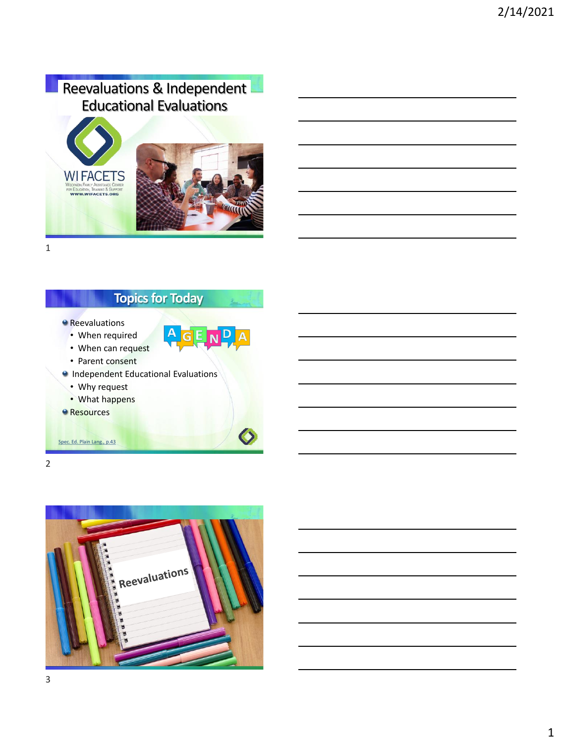# Reevaluations & Independent Educational Evaluations

WI FACETS
Wisconsin Family Assistance Center for Education, Training & Support
www.wifacets.org

## Topics for Today

- Reevaluations
  - When required
  - When can request
  - Parent consent
- Independent Educational Evaluations
  - Why request
  - What happens
- Resources

Spec. Ed. Plain Lang., p.43

## Reevaluations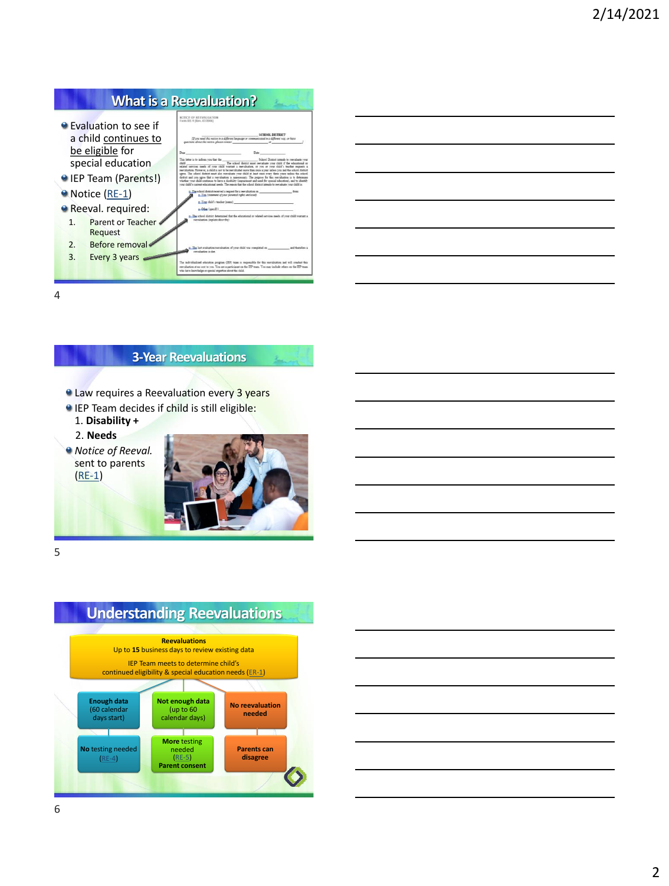## What is a Reevaluation?

- Evaluation to see if a child continues to be eligible for special education
- IEP Team (Parents!)
- Notice (RE-1)
- Reeval. required:
  1. Parent or Teacher Request
  2. Before removal
  3. Every 3 years

## 3-Year Reevaluations

- Law requires a Reevaluation every 3 years
- IEP Team decides if child is still eligible:
  1. **Disability +**
  2. **Needs**
- *Notice of Reeval.* sent to parents (RE-1)

## Understanding Reevaluations

**Reevaluations**
Up to **15** business days to review existing data

IEP Team meets to determine child's continued eligibility & special education needs (ER-1)

- **Enough data** (60 calendar days start)
  - **No** testing needed (RE-4)
- **Not enough data** (up to 60 calendar days)
  - **More** testing needed (RE-5) **Parent consent**
- **No reevaluation needed**
  - **Parents can disagree**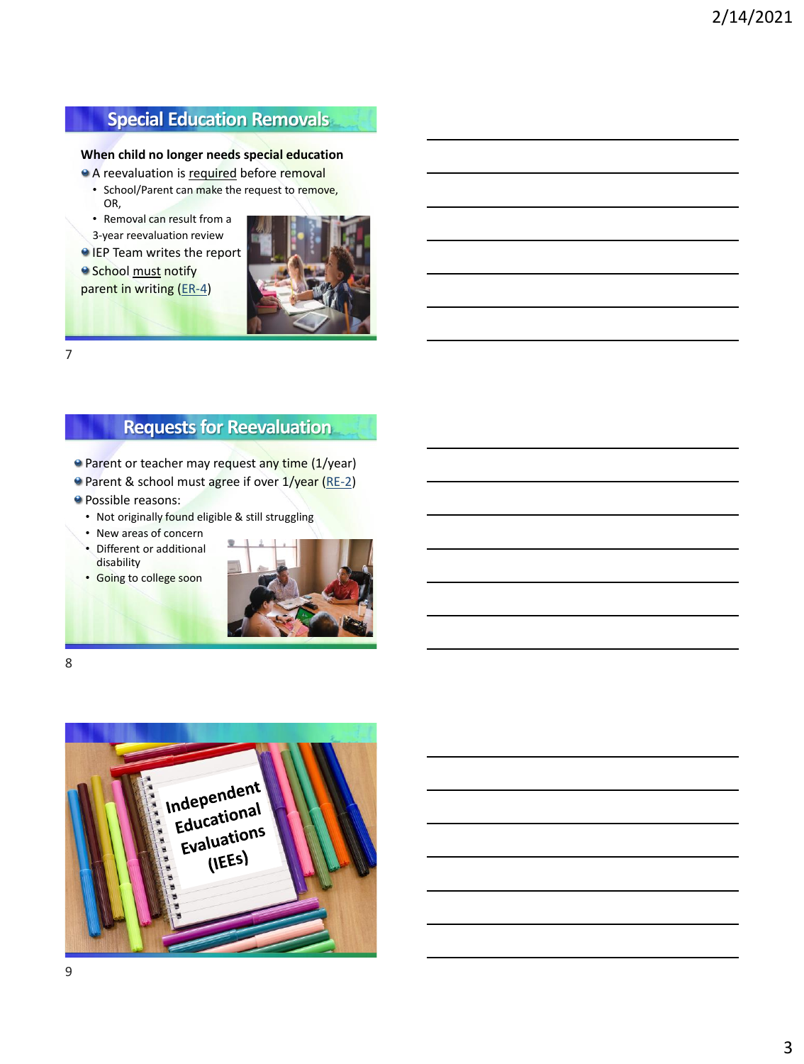## Special Education Removals

**When child no longer needs special education**

- A reevaluation is required before removal
  - School/Parent can make the request to remove, OR,
  - Removal can result from a 3-year reevaluation review
- IEP Team writes the report
- School must notify parent in writing (ER-4)

## Requests for Reevaluation

- Parent or teacher may request any time (1/year)
- Parent & school must agree if over 1/year (RE-2)
- Possible reasons:
  - Not originally found eligible & still struggling
  - New areas of concern
  - Different or additional disability
  - Going to college soon

## Independent Educational Evaluations (IEEs)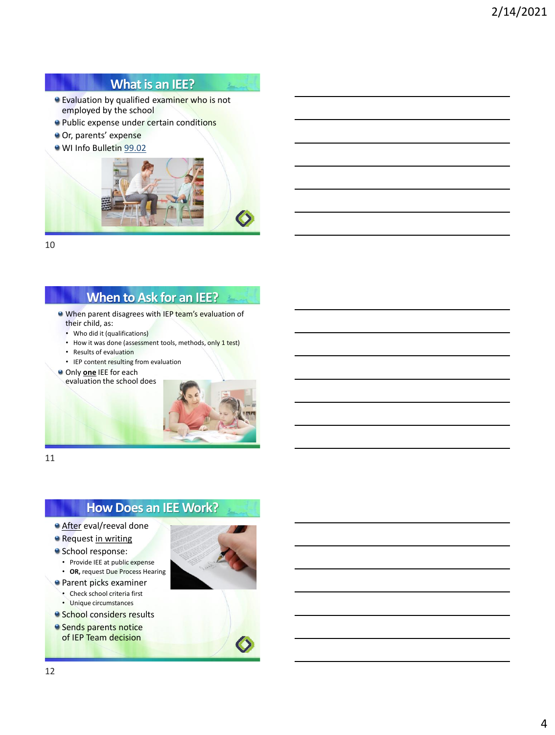## What is an IEE?

- Evaluation by qualified examiner who is not employed by the school
- Public expense under certain conditions
- Or, parents' expense
- WI Info Bulletin 99.02

## When to Ask for an IEE?

- When parent disagrees with IEP team's evaluation of their child, as:
  - Who did it (qualifications)
  - How it was done (assessment tools, methods, only 1 test)
  - Results of evaluation
  - IEP content resulting from evaluation
- Only **one** IEE for each evaluation the school does

## How Does an IEE Work?

- After eval/reeval done
- Request in writing
- School response:
  - Provide IEE at public expense
  - **OR,** request Due Process Hearing
- Parent picks examiner
  - Check school criteria first
  - Unique circumstances
- School considers results
- Sends parents notice of IEP Team decision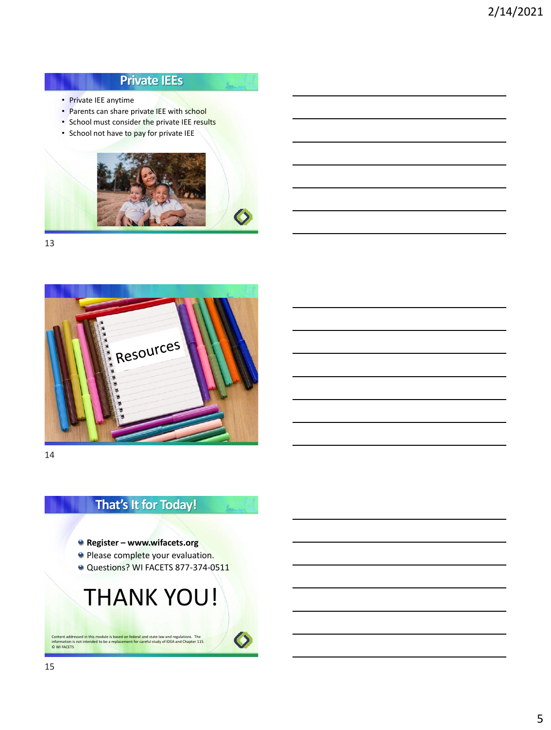## Private IEEs

- Private IEE anytime
- Parents can share private IEE with school
- School must consider the private IEE results
- School not have to pay for private IEE

Resources

## That's It for Today!

- **Register – www.wifacets.org**
- Please complete your evaluation.
- Questions? WI FACETS 877-374-0511

THANK YOU!

Content addressed in this module is based on federal and state law and regulations. The information is not intended to be a replacement for careful study of IDEA and Chapter 115.
© WI FACETS